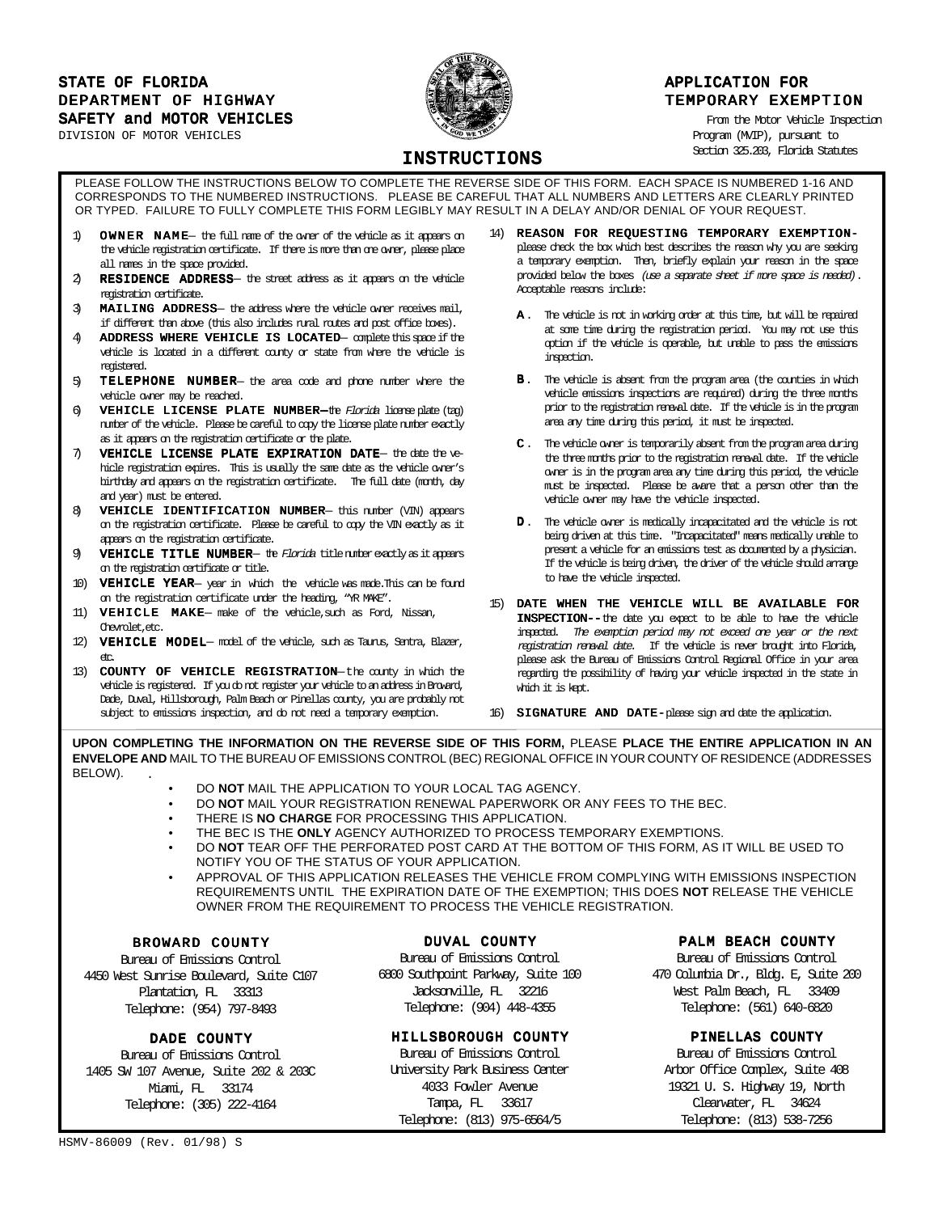STATE OF FLORIDA
DEPARTMENT OF HIGHWAY SAFETY and MOTOR VEHICLES
DIVISION OF MOTOR VEHICLES

# APPLICATION FOR TEMPORARY EXEMPTION

From the Motor Vehicle Inspection Program (MVIP), pursuant to Section 325.203, Florida Statutes

## INSTRUCTIONS

PLEASE FOLLOW THE INSTRUCTIONS BELOW TO COMPLETE THE REVERSE SIDE OF THIS FORM. EACH SPACE IS NUMBERED 1-16 AND CORRESPONDS TO THE NUMBERED INSTRUCTIONS. PLEASE BE CAREFUL THAT ALL NUMBERS AND LETTERS ARE CLEARLY PRINTED OR TYPED. FAILURE TO FULLY COMPLETE THIS FORM LEGIBLY MAY RESULT IN A DELAY AND/OR DENIAL OF YOUR REQUEST.

1) **OWNER NAME**– the full name of the owner of the vehicle as it appears on the vehicle registration certificate. If there is more than one owner, please place all names in the space provided.
2) **RESIDENCE ADDRESS**– the street address as it appears on the vehicle registration certificate.
3) **MAILING ADDRESS**– the address where the vehicle owner receives mail, if different than above (this also includes rural routes and post office boxes).
4) **ADDRESS WHERE VEHICLE IS LOCATED**– complete this space if the vehicle is located in a different county or state from where the vehicle is registered.
5) **TELEPHONE NUMBER**– the area code and phone number where the vehicle owner may be reached.
6) **VEHICLE LICENSE PLATE NUMBER**–the *Florida* license plate (tag) number of the vehicle. Please be careful to copy the license plate number exactly as it appears on the registration certificate or the plate.
7) **VEHICLE LICENSE PLATE EXPIRATION DATE**– the date the vehicle registration expires. This is usually the same date as the vehicle owner's birthday and appears on the registration certificate. The full date (month, day and year) must be entered.
8) **VEHICLE IDENTIFICATION NUMBER**– this number (VIN) appears on the registration certificate. Please be careful to copy the VIN exactly as it appears on the registration certificate.
9) **VEHICLE TITLE NUMBER**– the *Florida* title number exactly as it appears on the registration certificate or title.
10) **VEHICLE YEAR**– year in which the vehicle was made.This can be found on the registration certificate under the heading, "YR MAKE".
11) **VEHICLE MAKE**– make of the vehicle,such as Ford, Nissan, Chevrolet,etc.
12) **VEHICLE MODEL**– model of the vehicle, such as Taurus, Sentra, Blazer, etc.
13) **COUNTY OF VEHICLE REGISTRATION**–the county in which the vehicle is registered. If you do not register your vehicle to an address in Broward, Dade, Duval, Hillsborough, Palm Beach or Pinellas county, you are probably not subject to emissions inspection, and do not need a temporary exemption.
14) **REASON FOR REQUESTING TEMPORARY EXEMPTION**- please check the box which best describes the reason why you are seeking a temporary exemption. Then, briefly explain your reason in the space provided below the boxes *(use a separate sheet if more space is needed)*. Acceptable reasons include:

    **A.** The vehicle is not in working order at this time, but will be repaired at some time during the registration period. You may not use this option if the vehicle is operable, but unable to pass the emissions inspection.

    **B.** The vehicle is absent from the program area (the counties in which vehicle emissions inspections are required) during the three months prior to the registration renewal date. If the vehicle is in the program area any time during this period, it must be inspected.

    **C.** The vehicle owner is temporarily absent from the program area during the three months prior to the registration renewal date. If the vehicle owner is in the program area any time during this period, the vehicle must be inspected. Please be aware that a person other than the vehicle owner may have the vehicle inspected.

    **D.** The vehicle owner is medically incapacitated and the vehicle is not being driven at this time. "Incapacitated" means medically unable to present a vehicle for an emissions test as documented by a physician. If the vehicle is being driven, the driver of the vehicle should arrange to have the vehicle inspected.

15) **DATE WHEN THE VEHICLE WILL BE AVAILABLE FOR INSPECTION**--the date you expect to be able to have the vehicle inspected. *The exemption period may not exceed one year or the next registration renewal date.* If the vehicle is never brought into Florida, please ask the Bureau of Emissions Control Regional Office in your area regarding the possibility of having your vehicle inspected in the state in which it is kept.
16) **SIGNATURE AND DATE**-please sign and date the application.

**UPON COMPLETING THE INFORMATION ON THE REVERSE SIDE OF THIS FORM,** PLEASE **PLACE THE ENTIRE APPLICATION IN AN ENVELOPE AND** MAIL TO THE BUREAU OF EMISSIONS CONTROL (BEC) REGIONAL OFFICE IN YOUR COUNTY OF RESIDENCE (ADDRESSES BELOW).

- DO **NOT** MAIL THE APPLICATION TO YOUR LOCAL TAG AGENCY.
- DO **NOT** MAIL YOUR REGISTRATION RENEWAL PAPERWORK OR ANY FEES TO THE BEC.
- THERE IS **NO CHARGE** FOR PROCESSING THIS APPLICATION.
- THE BEC IS THE **ONLY** AGENCY AUTHORIZED TO PROCESS TEMPORARY EXEMPTIONS.
- DO **NOT** TEAR OFF THE PERFORATED POST CARD AT THE BOTTOM OF THIS FORM, AS IT WILL BE USED TO NOTIFY YOU OF THE STATUS OF YOUR APPLICATION.
- APPROVAL OF THIS APPLICATION RELEASES THE VEHICLE FROM COMPLYING WITH EMISSIONS INSPECTION REQUIREMENTS UNTIL THE EXPIRATION DATE OF THE EXEMPTION; THIS DOES **NOT** RELEASE THE VEHICLE OWNER FROM THE REQUIREMENT TO PROCESS THE VEHICLE REGISTRATION.

**BROWARD COUNTY**
Bureau of Emissions Control
4450 West Sunrise Boulevard, Suite C107
Plantation, FL 33313
Telephone: (954) 797-8493

**DUVAL COUNTY**
Bureau of Emissions Control
6800 Southpoint Parkway, Suite 100
Jacksonville, FL 32216
Telephone: (904) 448-4355

**PALM BEACH COUNTY**
Bureau of Emissions Control
470 Columbia Dr., Bldg. E, Suite 200
West Palm Beach, FL 33409
Telephone: (561) 640-6820

**DADE COUNTY**
Bureau of Emissions Control
1405 SW 107 Avenue, Suite 202 & 203C
Miami, FL 33174
Telephone: (305) 222-4164

**HILLSBOROUGH COUNTY**
Bureau of Emissions Control
University Park Business Center
4033 Fowler Avenue
Tampa, FL 33617
Telephone: (813) 975-6564/5

**PINELLAS COUNTY**
Bureau of Emissions Control
Arbor Office Complex, Suite 408
19321 U. S. Highway 19, North
Clearwater, FL 34624
Telephone: (813) 538-7256

HSMV-86009 (Rev. 01/98) S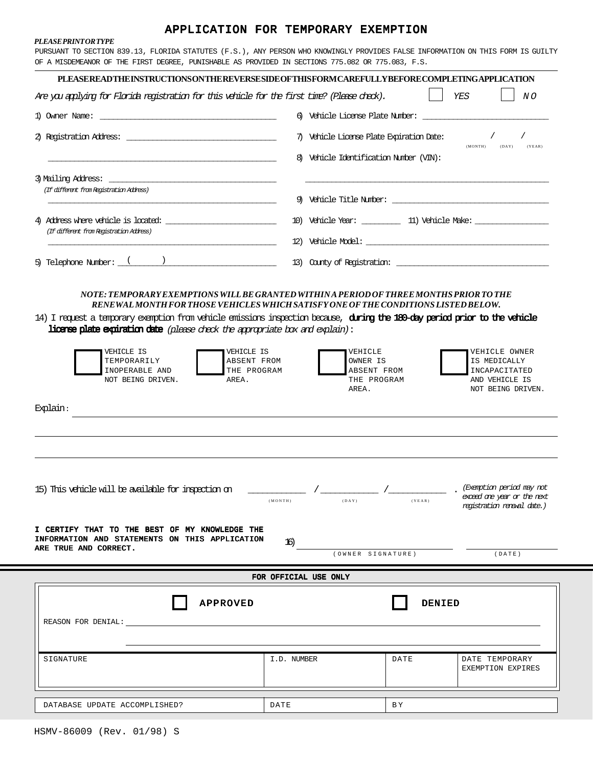# APPLICATION FOR TEMPORARY EXEMPTION

***PLEASE PRINT OR TYPE***

PURSUANT TO SECTION 839.13, FLORIDA STATUTES (F.S.), ANY PERSON WHO KNOWINGLY PROVIDES FALSE INFORMATION ON THIS FORM IS GUILTY OF A MISDEMEANOR OF THE FIRST DEGREE, PUNISHABLE AS PROVIDED IN SECTIONS 775.082 OR 775.083, F.S.

**PLEASE READ THE INSTRUCTIONS ON THE REVERSE SIDE OF THIS FORM CAREFULLY BEFORE COMPLETING APPLICATION**

*Are you applying for Florida registration for this vehicle for the first time? (Please check).* ☐ *YES* ☐ *NO*

1) Owner Name: ______________________________________

2) Registration Address: ______________________________________

______________________________________

3) Mailing Address: ______________________________________
*(If different from Registration Address)*

______________________________________

4) Address where vehicle is located: ______________________________________
*(If different from Registration Address)*

______________________________________

5) Telephone Number: (      ) ______________________________________

6) Vehicle License Plate Number: ______________________________________

7) Vehicle License Plate Expiration Date: ____ / ____ / ____
(MONTH) (DAY) (YEAR)

8) Vehicle Identification Number (VIN):

______________________________________

9) Vehicle Title Number: ______________________________________

10) Vehicle Year: __________ 11) Vehicle Make: __________________

12) Vehicle Model: ______________________________________

13) County of Registration: ______________________________________

***NOTE: TEMPORARY EXEMPTIONS WILL BE GRANTED WITHIN A PERIOD OF THREE MONTHS PRIOR TO THE RENEWAL MONTH FOR THOSE VEHICLES WHICH SATISFY ONE OF THE CONDITIONS LISTED BELOW.***

14) I request a temporary exemption from vehicle emissions inspection because, **during the 180-day period prior to the vehicle license plate expiration date** *(please check the appropriate box and explain)*:

☐ VEHICLE IS TEMPORARILY INOPERABLE AND NOT BEING DRIVEN.

☐ VEHICLE IS ABSENT FROM THE PROGRAM AREA.

☐ VEHICLE OWNER IS ABSENT FROM THE PROGRAM AREA.

☐ VEHICLE OWNER IS MEDICALLY INCAPACITATED AND VEHICLE IS NOT BEING DRIVEN.

Explain: ______________________________________

______________________________________

______________________________________

15) This vehicle will be available for inspection on ________ / ________ / ________ . *(Exemption period may not exceed one year or the next registration renewal date.)*
(MONTH) (DAY) (YEAR)

**I CERTIFY THAT TO THE BEST OF MY KNOWLEDGE THE INFORMATION AND STATEMENTS ON THIS APPLICATION ARE TRUE AND CORRECT.**

16) ______________________________ ______________
(OWNER SIGNATURE) (DATE)

**FOR OFFICIAL USE ONLY**

☐ APPROVED ☐ DENIED

REASON FOR DENIAL: ______________________________________

______________________________________

| SIGNATURE | I.D. NUMBER | DATE | DATE TEMPORARY EXEMPTION EXPIRES |
|---|---|---|---|
| | | | |

| DATABASE UPDATE ACCOMPLISHED? | DATE | BY |
|---|---|---|
| | | |

HSMV-86009 (Rev. 01/98) S